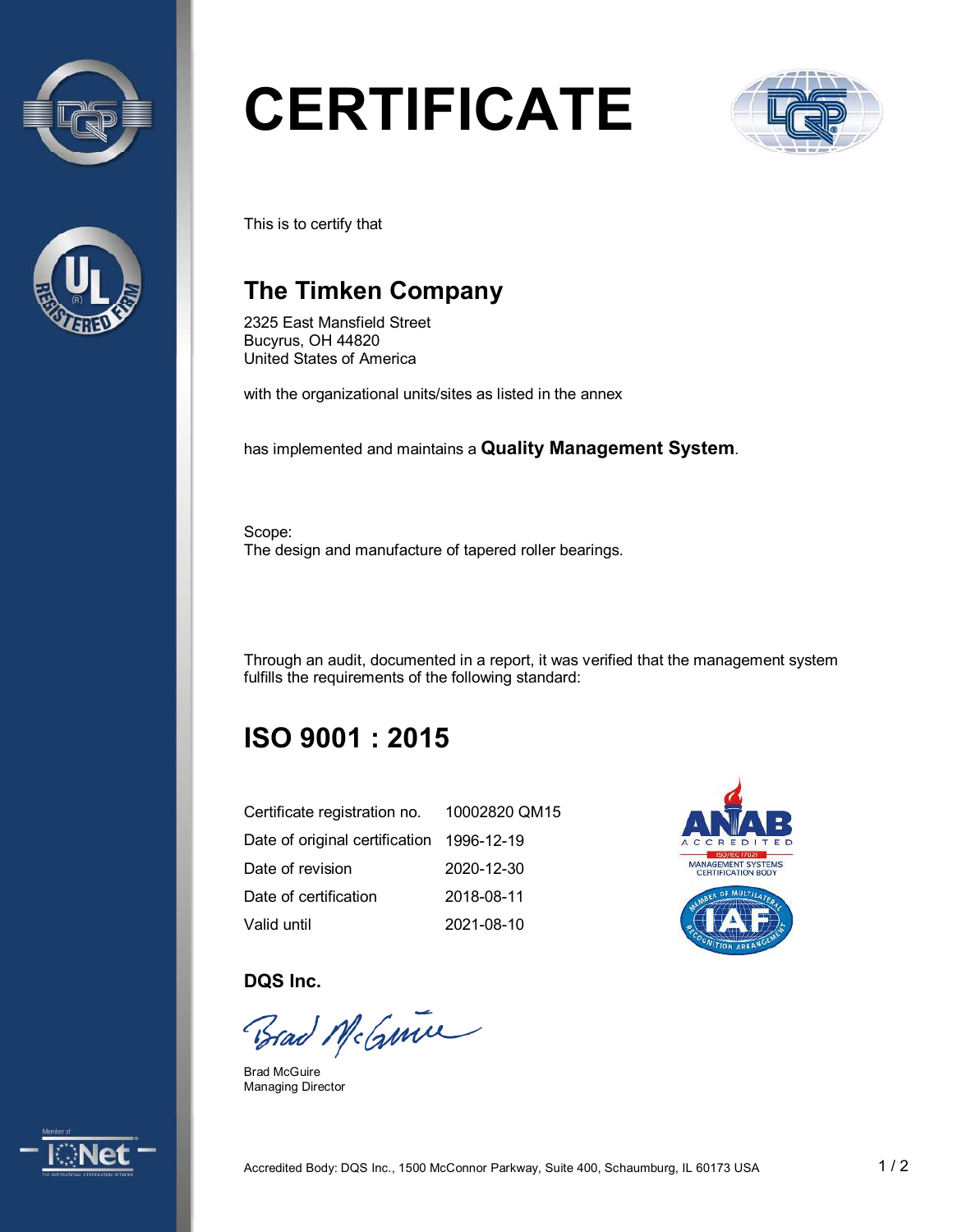# CERTIFICATE

This is to certify that

## The Timken Company

2325 East Mansfield Street
Bucyrus, OH 44820
United States of America

with the organizational units/sites as listed in the annex

has implemented and maintains a **Quality Management System**.

Scope:
The design and manufacture of tapered roller bearings.

Through an audit, documented in a report, it was verified that the management system fulfills the requirements of the following standard:

## ISO 9001 : 2015

| | |
|---|---|
| Certificate registration no. | 10002820 QM15 |
| Date of original certification | 1996-12-19 |
| Date of revision | 2020-12-30 |
| Date of certification | 2018-08-11 |
| Valid until | 2021-08-10 |

**DQS Inc.**

Brad McGuire
Managing Director

Accredited Body: DQS Inc., 1500 McConnor Parkway, Suite 400, Schaumburg, IL 60173 USA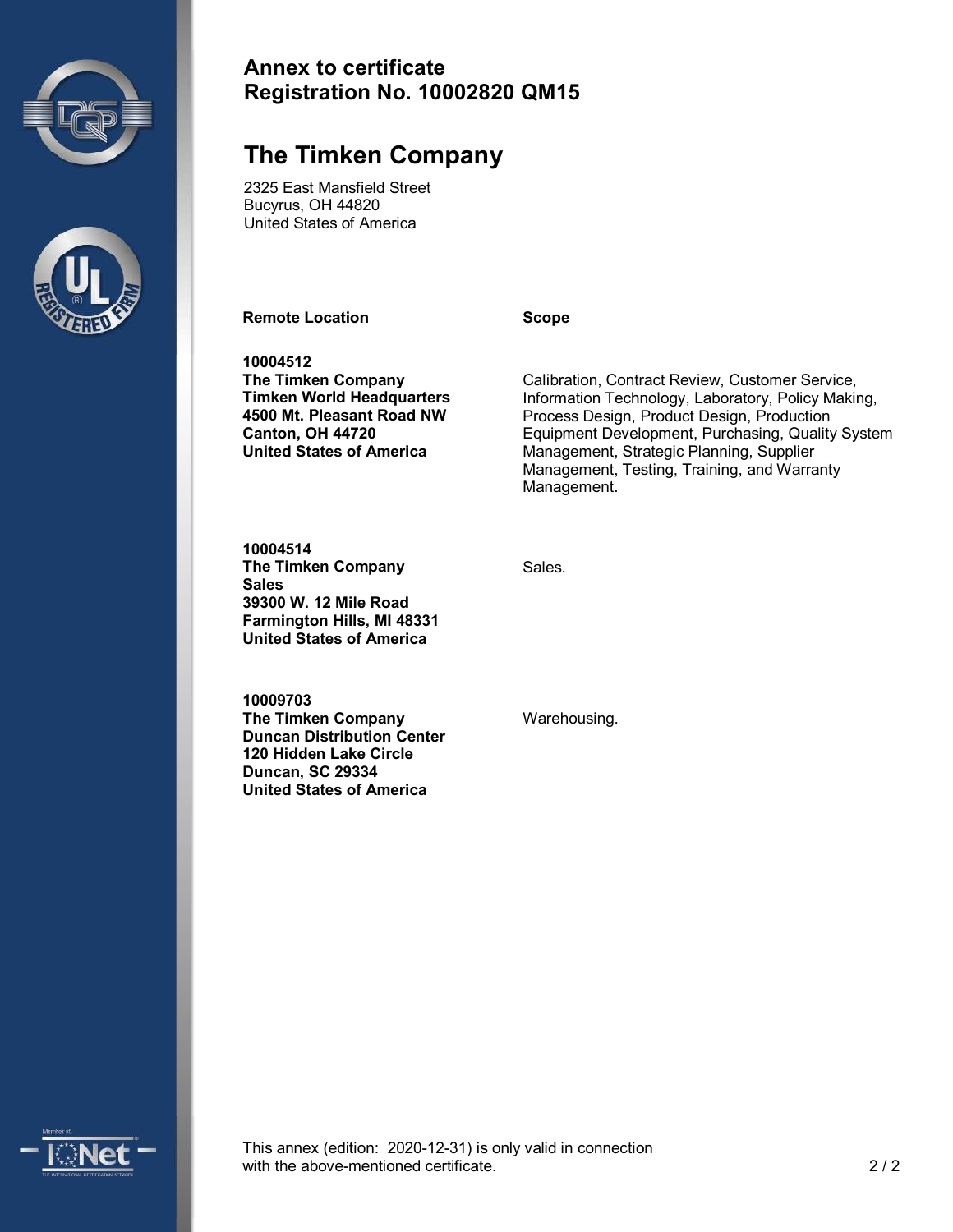# Annex to certificate
# Registration No. 10002820 QM15

## The Timken Company

2325 East Mansfield Street
Bucyrus, OH 44820
United States of America

| Remote Location | Scope |
| --- | --- |
| **10004512**<br>**The Timken Company**<br>**Timken World Headquarters**<br>**4500 Mt. Pleasant Road NW**<br>**Canton, OH 44720**<br>**United States of America** | Calibration, Contract Review, Customer Service, Information Technology, Laboratory, Policy Making, Process Design, Product Design, Production Equipment Development, Purchasing, Quality System Management, Strategic Planning, Supplier Management, Testing, Training, and Warranty Management. |
| **10004514**<br>**The Timken Company**<br>**Sales**<br>**39300 W. 12 Mile Road**<br>**Farmington Hills, MI 48331**<br>**United States of America** | Sales. |
| **10009703**<br>**The Timken Company**<br>**Duncan Distribution Center**<br>**120 Hidden Lake Circle**<br>**Duncan, SC 29334**<br>**United States of America** | Warehousing. |

This annex (edition: 2020-12-31) is only valid in connection with the above-mentioned certificate.